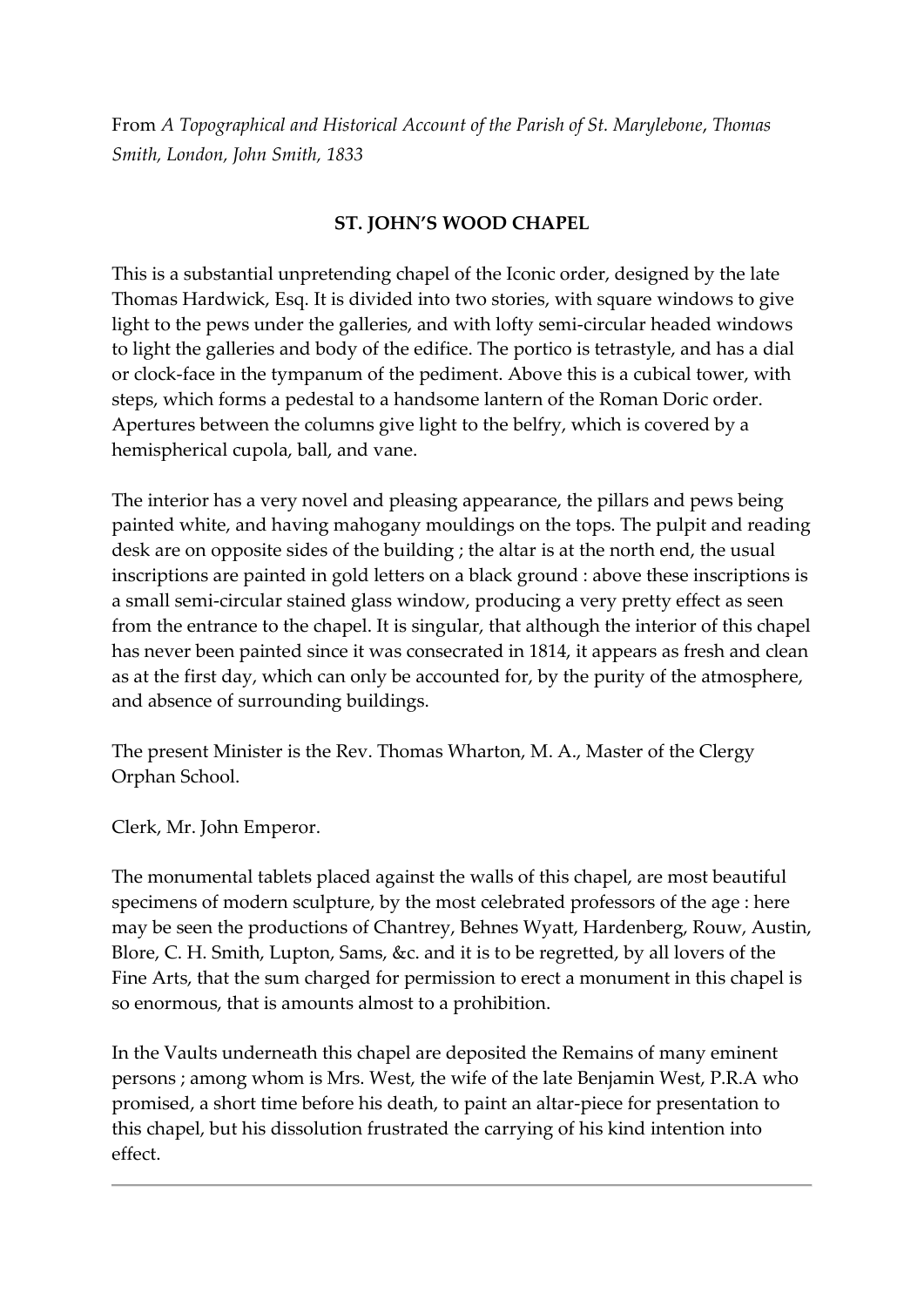From *A Topographical and Historical Account of the Parish of St. Marylebone*, *Thomas Smith, London, John Smith, 1833*

## ST. JOHN'S WOOD CHAPEL

This is a substantial unpretending chapel of the Iconic order, designed by the late Thomas Hardwick, Esq. It is divided into two stories, with square windows to give light to the pews under the galleries, and with lofty semi-circular headed windows to light the galleries and body of the edifice. The portico is tetrastyle, and has a dial or clock-face in the tympanum of the pediment. Above this is a cubical tower, with steps, which forms a pedestal to a handsome lantern of the Roman Doric order. Apertures between the columns give light to the belfry, which is covered by a hemispherical cupola, ball, and vane.

The interior has a very novel and pleasing appearance, the pillars and pews being painted white, and having mahogany mouldings on the tops. The pulpit and reading desk are on opposite sides of the building ; the altar is at the north end, the usual inscriptions are painted in gold letters on a black ground : above these inscriptions is a small semi-circular stained glass window, producing a very pretty effect as seen from the entrance to the chapel. It is singular, that although the interior of this chapel has never been painted since it was consecrated in 1814, it appears as fresh and clean as at the first day, which can only be accounted for, by the purity of the atmosphere, and absence of surrounding buildings.

The present Minister is the Rev. Thomas Wharton, M. A., Master of the Clergy Orphan School.

Clerk, Mr. John Emperor.

The monumental tablets placed against the walls of this chapel, are most beautiful specimens of modern sculpture, by the most celebrated professors of the age : here may be seen the productions of Chantrey, Behnes Wyatt, Hardenberg, Rouw, Austin, Blore, C. H. Smith, Lupton, Sams, &c. and it is to be regretted, by all lovers of the Fine Arts, that the sum charged for permission to erect a monument in this chapel is so enormous, that is amounts almost to a prohibition.

In the Vaults underneath this chapel are deposited the Remains of many eminent persons ; among whom is Mrs. West, the wife of the late Benjamin West, P.R.A who promised, a short time before his death, to paint an altar-piece for presentation to this chapel, but his dissolution frustrated the carrying of his kind intention into effect.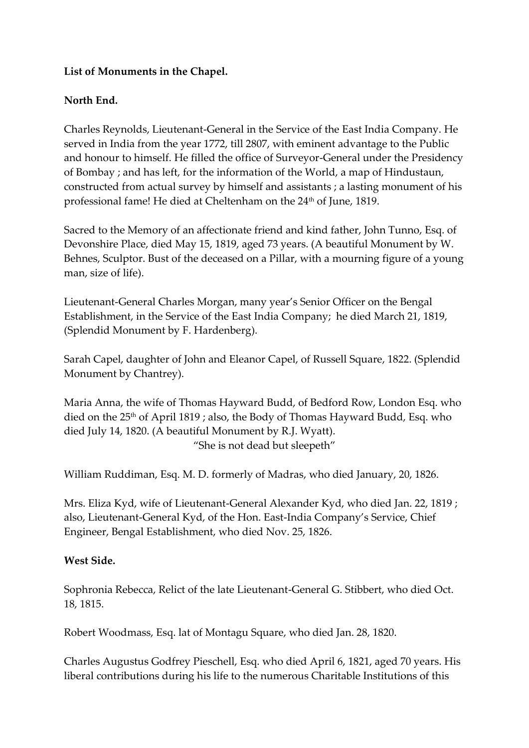**List of Monuments in the Chapel.**

**North End.**

Charles Reynolds, Lieutenant-General in the Service of the East India Company. He served in India from the year 1772, till 2807, with eminent advantage to the Public and honour to himself. He filled the office of Surveyor-General under the Presidency of Bombay ; and has left, for the information of the World, a map of Hindustaun, constructed from actual survey by himself and assistants ; a lasting monument of his professional fame! He died at Cheltenham on the 24th of June, 1819.

Sacred to the Memory of an affectionate friend and kind father, John Tunno, Esq. of Devonshire Place, died May 15, 1819, aged 73 years. (A beautiful Monument by W. Behnes, Sculptor. Bust of the deceased on a Pillar, with a mourning figure of a young man, size of life).

Lieutenant-General Charles Morgan, many year's Senior Officer on the Bengal Establishment, in the Service of the East India Company; he died March 21, 1819, (Splendid Monument by F. Hardenberg).

Sarah Capel, daughter of John and Eleanor Capel, of Russell Square, 1822. (Splendid Monument by Chantrey).

Maria Anna, the wife of Thomas Hayward Budd, of Bedford Row, London Esq. who died on the 25th of April 1819 ; also, the Body of Thomas Hayward Budd, Esq. who died July 14, 1820. (A beautiful Monument by R.J. Wyatt).

"She is not dead but sleepeth"

William Ruddiman, Esq. M. D. formerly of Madras, who died January, 20, 1826.

Mrs. Eliza Kyd, wife of Lieutenant-General Alexander Kyd, who died Jan. 22, 1819 ; also, Lieutenant-General Kyd, of the Hon. East-India Company's Service, Chief Engineer, Bengal Establishment, who died Nov. 25, 1826.

**West Side.**

Sophronia Rebecca, Relict of the late Lieutenant-General G. Stibbert, who died Oct. 18, 1815.

Robert Woodmass, Esq. lat of Montagu Square, who died Jan. 28, 1820.

Charles Augustus Godfrey Pieschell, Esq. who died April 6, 1821, aged 70 years. His liberal contributions during his life to the numerous Charitable Institutions of this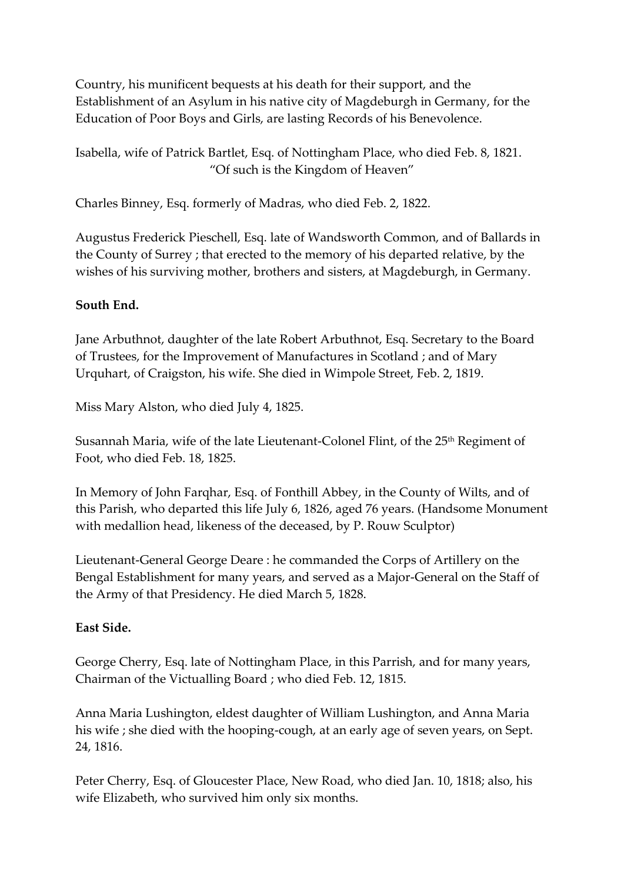Country, his munificent bequests at his death for their support, and the Establishment of an Asylum in his native city of Magdeburgh in Germany, for the Education of Poor Boys and Girls, are lasting Records of his Benevolence.

Isabella, wife of Patrick Bartlet, Esq. of Nottingham Place, who died Feb. 8, 1821.
"Of such is the Kingdom of Heaven"

Charles Binney, Esq. formerly of Madras, who died Feb. 2, 1822.

Augustus Frederick Pieschell, Esq. late of Wandsworth Common, and of Ballards in the County of Surrey ; that erected to the memory of his departed relative, by the wishes of his surviving mother, brothers and sisters, at Magdeburgh, in Germany.

**South End.**

Jane Arbuthnot, daughter of the late Robert Arbuthnot, Esq. Secretary to the Board of Trustees, for the Improvement of Manufactures in Scotland ; and of Mary Urquhart, of Craigston, his wife. She died in Wimpole Street, Feb. 2, 1819.

Miss Mary Alston, who died July 4, 1825.

Susannah Maria, wife of the late Lieutenant-Colonel Flint, of the 25th Regiment of Foot, who died Feb. 18, 1825.

In Memory of John Farqhar, Esq. of Fonthill Abbey, in the County of Wilts, and of this Parish, who departed this life July 6, 1826, aged 76 years. (Handsome Monument with medallion head, likeness of the deceased, by P. Rouw Sculptor)

Lieutenant-General George Deare : he commanded the Corps of Artillery on the Bengal Establishment for many years, and served as a Major-General on the Staff of the Army of that Presidency. He died March 5, 1828.

**East Side.**

George Cherry, Esq. late of Nottingham Place, in this Parrish, and for many years, Chairman of the Victualling Board ; who died Feb. 12, 1815.

Anna Maria Lushington, eldest daughter of William Lushington, and Anna Maria his wife ; she died with the hooping-cough, at an early age of seven years, on Sept. 24, 1816.

Peter Cherry, Esq. of Gloucester Place, New Road, who died Jan. 10, 1818; also, his wife Elizabeth, who survived him only six months.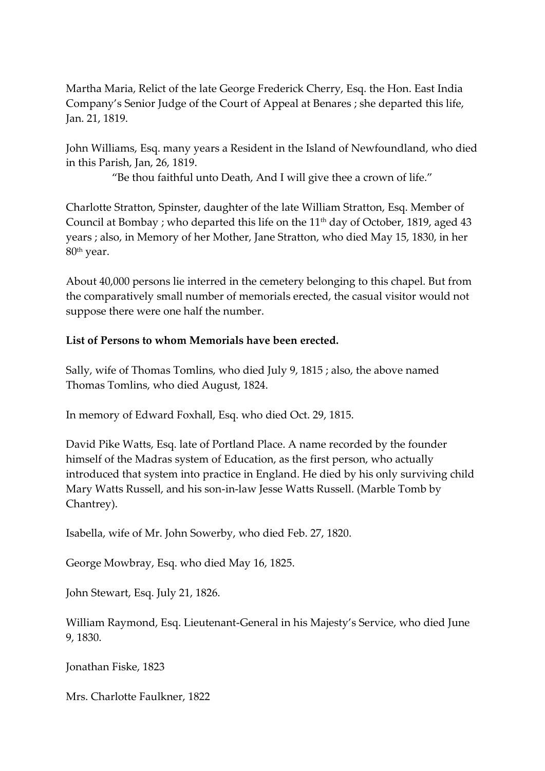Martha Maria, Relict of the late George Frederick Cherry, Esq. the Hon. East India Company's Senior Judge of the Court of Appeal at Benares ; she departed this life, Jan. 21, 1819.

John Williams, Esq. many years a Resident in the Island of Newfoundland, who died in this Parish, Jan, 26, 1819.

"Be thou faithful unto Death, And I will give thee a crown of life."

Charlotte Stratton, Spinster, daughter of the late William Stratton, Esq. Member of Council at Bombay ; who departed this life on the 11th day of October, 1819, aged 43 years ; also, in Memory of her Mother, Jane Stratton, who died May 15, 1830, in her 80th year.

About 40,000 persons lie interred in the cemetery belonging to this chapel. But from the comparatively small number of memorials erected, the casual visitor would not suppose there were one half the number.

**List of Persons to whom Memorials have been erected.**

Sally, wife of Thomas Tomlins, who died July 9, 1815 ; also, the above named Thomas Tomlins, who died August, 1824.

In memory of Edward Foxhall, Esq. who died Oct. 29, 1815.

David Pike Watts, Esq. late of Portland Place. A name recorded by the founder himself of the Madras system of Education, as the first person, who actually introduced that system into practice in England. He died by his only surviving child Mary Watts Russell, and his son-in-law Jesse Watts Russell. (Marble Tomb by Chantrey).

Isabella, wife of Mr. John Sowerby, who died Feb. 27, 1820.

George Mowbray, Esq. who died May 16, 1825.

John Stewart, Esq. July 21, 1826.

William Raymond, Esq. Lieutenant-General in his Majesty's Service, who died June 9, 1830.

Jonathan Fiske, 1823

Mrs. Charlotte Faulkner, 1822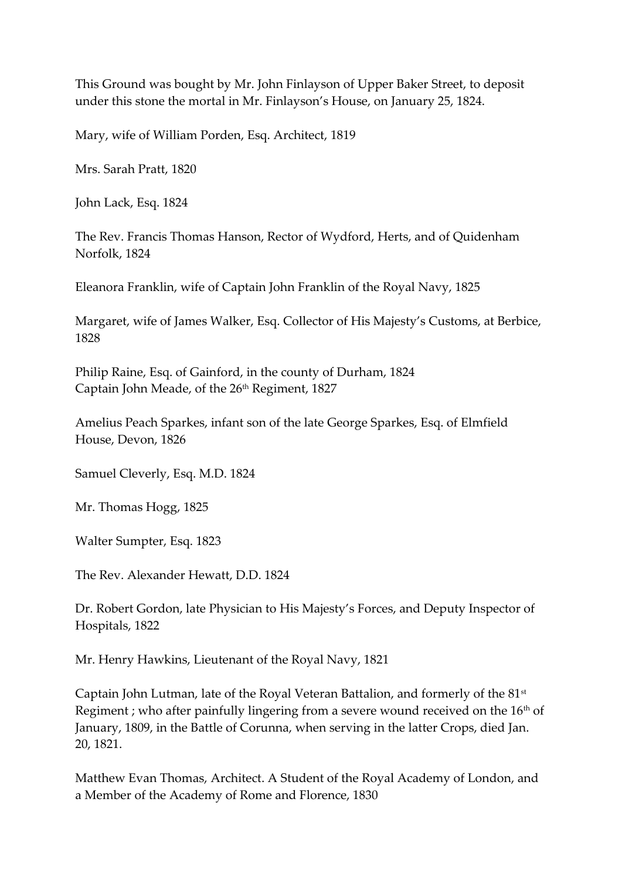This Ground was bought by Mr. John Finlayson of Upper Baker Street, to deposit under this stone the mortal in Mr. Finlayson's House, on January 25, 1824.

Mary, wife of William Porden, Esq. Architect, 1819

Mrs. Sarah Pratt, 1820

John Lack, Esq. 1824

The Rev. Francis Thomas Hanson, Rector of Wydford, Herts, and of Quidenham Norfolk, 1824

Eleanora Franklin, wife of Captain John Franklin of the Royal Navy, 1825

Margaret, wife of James Walker, Esq. Collector of His Majesty's Customs, at Berbice, 1828

Philip Raine, Esq. of Gainford, in the county of Durham, 1824
Captain John Meade, of the 26th Regiment, 1827

Amelius Peach Sparkes, infant son of the late George Sparkes, Esq. of Elmfield House, Devon, 1826

Samuel Cleverly, Esq. M.D. 1824

Mr. Thomas Hogg, 1825

Walter Sumpter, Esq. 1823

The Rev. Alexander Hewatt, D.D. 1824

Dr. Robert Gordon, late Physician to His Majesty's Forces, and Deputy Inspector of Hospitals, 1822

Mr. Henry Hawkins, Lieutenant of the Royal Navy, 1821

Captain John Lutman, late of the Royal Veteran Battalion, and formerly of the 81st Regiment ; who after painfully lingering from a severe wound received on the 16th of January, 1809, in the Battle of Corunna, when serving in the latter Crops, died Jan. 20, 1821.

Matthew Evan Thomas, Architect. A Student of the Royal Academy of London, and a Member of the Academy of Rome and Florence, 1830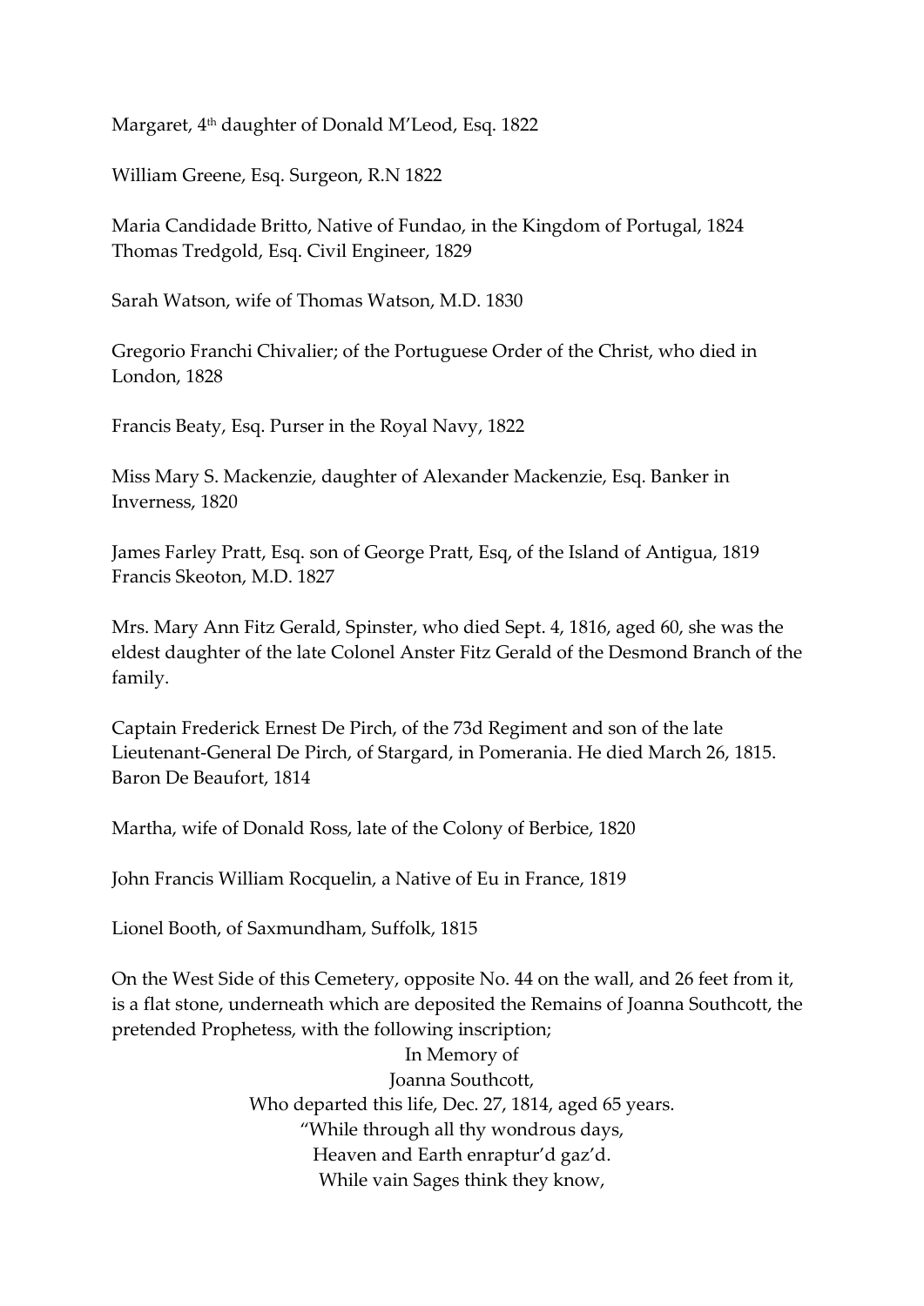Margaret, 4th daughter of Donald M'Leod, Esq. 1822

William Greene, Esq. Surgeon, R.N 1822

Maria Candidade Britto, Native of Fundao, in the Kingdom of Portugal, 1824
Thomas Tredgold, Esq. Civil Engineer, 1829

Sarah Watson, wife of Thomas Watson, M.D. 1830

Gregorio Franchi Chivalier; of the Portuguese Order of the Christ, who died in London, 1828

Francis Beaty, Esq. Purser in the Royal Navy, 1822

Miss Mary S. Mackenzie, daughter of Alexander Mackenzie, Esq. Banker in Inverness, 1820

James Farley Pratt, Esq. son of George Pratt, Esq, of the Island of Antigua, 1819
Francis Skeoton, M.D. 1827

Mrs. Mary Ann Fitz Gerald, Spinster, who died Sept. 4, 1816, aged 60, she was the eldest daughter of the late Colonel Anster Fitz Gerald of the Desmond Branch of the family.

Captain Frederick Ernest De Pirch, of the 73d Regiment and son of the late Lieutenant-General De Pirch, of Stargard, in Pomerania. He died March 26, 1815.
Baron De Beaufort, 1814

Martha, wife of Donald Ross, late of the Colony of Berbice, 1820

John Francis William Rocquelin, a Native of Eu in France, 1819

Lionel Booth, of Saxmundham, Suffolk, 1815

On the West Side of this Cemetery, opposite No. 44 on the wall, and 26 feet from it, is a flat stone, underneath which are deposited the Remains of Joanna Southcott, the pretended Prophetess, with the following inscription;

In Memory of
Joanna Southcott,
Who departed this life, Dec. 27, 1814, aged 65 years.
"While through all thy wondrous days,
Heaven and Earth enraptur'd gaz'd.
While vain Sages think they know,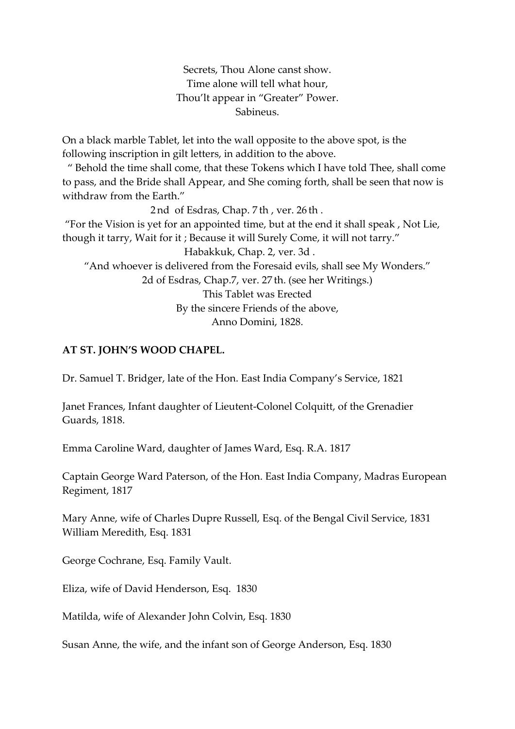Secrets, Thou Alone canst show.
Time alone will tell what hour,
Thou'lt appear in "Greater" Power.
Sabineus.

On a black marble Tablet, let into the wall opposite to the above spot, is the following inscription in gilt letters, in addition to the above.

" Behold the time shall come, that these Tokens which I have told Thee, shall come to pass, and the Bride shall Appear, and She coming forth, shall be seen that now is withdraw from the Earth."

2nd of Esdras, Chap. 7th, ver. 26th.

"For the Vision is yet for an appointed time, but at the end it shall speak , Not Lie, though it tarry, Wait for it ; Because it will Surely Come, it will not tarry."

Habakkuk, Chap. 2, ver. 3d .

"And whoever is delivered from the Foresaid evils, shall see My Wonders."

2d of Esdras, Chap.7, ver. 27th. (see her Writings.)

This Tablet was Erected
By the sincere Friends of the above,
Anno Domini, 1828.

**AT ST. JOHN'S WOOD CHAPEL.**

Dr. Samuel T. Bridger, late of the Hon. East India Company's Service, 1821

Janet Frances, Infant daughter of Lieutent-Colonel Colquitt, of the Grenadier Guards, 1818.

Emma Caroline Ward, daughter of James Ward, Esq. R.A. 1817

Captain George Ward Paterson, of the Hon. East India Company, Madras European Regiment, 1817

Mary Anne, wife of Charles Dupre Russell, Esq. of the Bengal Civil Service, 1831
William Meredith, Esq. 1831

George Cochrane, Esq. Family Vault.

Eliza, wife of David Henderson, Esq. 1830

Matilda, wife of Alexander John Colvin, Esq. 1830

Susan Anne, the wife, and the infant son of George Anderson, Esq. 1830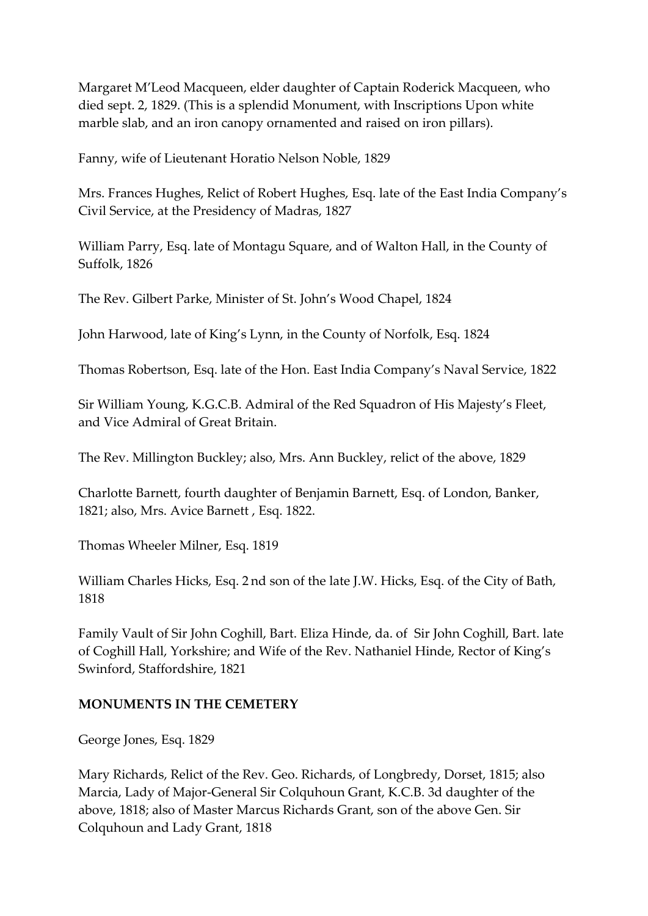Margaret M'Leod Macqueen, elder daughter of Captain Roderick Macqueen, who died sept. 2, 1829. (This is a splendid Monument, with Inscriptions Upon white marble slab, and an iron canopy ornamented and raised on iron pillars).

Fanny, wife of Lieutenant Horatio Nelson Noble, 1829

Mrs. Frances Hughes, Relict of Robert Hughes, Esq. late of the East India Company's Civil Service, at the Presidency of Madras, 1827

William Parry, Esq. late of Montagu Square, and of Walton Hall, in the County of Suffolk, 1826

The Rev. Gilbert Parke, Minister of St. John's Wood Chapel, 1824

John Harwood, late of King's Lynn, in the County of Norfolk, Esq. 1824

Thomas Robertson, Esq. late of the Hon. East India Company's Naval Service, 1822

Sir William Young, K.G.C.B. Admiral of the Red Squadron of His Majesty's Fleet, and Vice Admiral of Great Britain.

The Rev. Millington Buckley; also, Mrs. Ann Buckley, relict of the above, 1829

Charlotte Barnett, fourth daughter of Benjamin Barnett, Esq. of London, Banker, 1821; also, Mrs. Avice Barnett , Esq. 1822.

Thomas Wheeler Milner, Esq. 1819

William Charles Hicks, Esq. 2 nd son of the late J.W. Hicks, Esq. of the City of Bath, 1818

Family Vault of Sir John Coghill, Bart. Eliza Hinde, da. of Sir John Coghill, Bart. late of Coghill Hall, Yorkshire; and Wife of the Rev. Nathaniel Hinde, Rector of King's Swinford, Staffordshire, 1821

**MONUMENTS IN THE CEMETERY**

George Jones, Esq. 1829

Mary Richards, Relict of the Rev. Geo. Richards, of Longbredy, Dorset, 1815; also Marcia, Lady of Major-General Sir Colquhoun Grant, K.C.B. 3d daughter of the above, 1818; also of Master Marcus Richards Grant, son of the above Gen. Sir Colquhoun and Lady Grant, 1818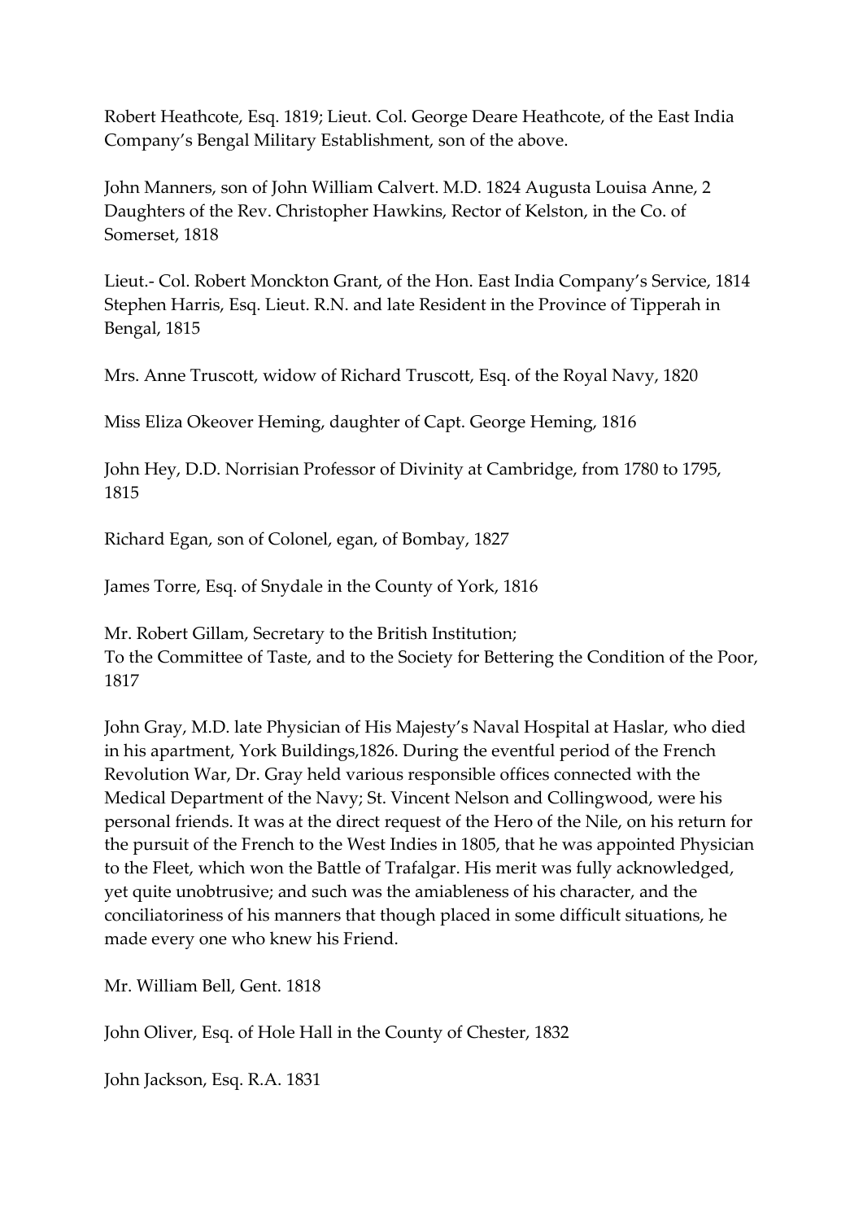Robert Heathcote, Esq. 1819; Lieut. Col. George Deare Heathcote, of the East India Company's Bengal Military Establishment, son of the above.

John Manners, son of John William Calvert. M.D. 1824 Augusta Louisa Anne, 2 Daughters of the Rev. Christopher Hawkins, Rector of Kelston, in the Co. of Somerset, 1818

Lieut.- Col. Robert Monckton Grant, of the Hon. East India Company's Service, 1814 Stephen Harris, Esq. Lieut. R.N. and late Resident in the Province of Tipperah in Bengal, 1815

Mrs. Anne Truscott, widow of Richard Truscott, Esq. of the Royal Navy, 1820

Miss Eliza Okeover Heming, daughter of Capt. George Heming, 1816

John Hey, D.D. Norrisian Professor of Divinity at Cambridge, from 1780 to 1795, 1815

Richard Egan, son of Colonel, egan, of Bombay, 1827

James Torre, Esq. of Snydale in the County of York, 1816

Mr. Robert Gillam, Secretary to the British Institution;
To the Committee of Taste, and to the Society for Bettering the Condition of the Poor, 1817

John Gray, M.D. late Physician of His Majesty's Naval Hospital at Haslar, who died in his apartment, York Buildings,1826. During the eventful period of the French Revolution War, Dr. Gray held various responsible offices connected with the Medical Department of the Navy; St. Vincent Nelson and Collingwood, were his personal friends. It was at the direct request of the Hero of the Nile, on his return for the pursuit of the French to the West Indies in 1805, that he was appointed Physician to the Fleet, which won the Battle of Trafalgar. His merit was fully acknowledged, yet quite unobtrusive; and such was the amiableness of his character, and the conciliatoriness of his manners that though placed in some difficult situations, he made every one who knew his Friend.

Mr. William Bell, Gent. 1818

John Oliver, Esq. of Hole Hall in the County of Chester, 1832

John Jackson, Esq. R.A. 1831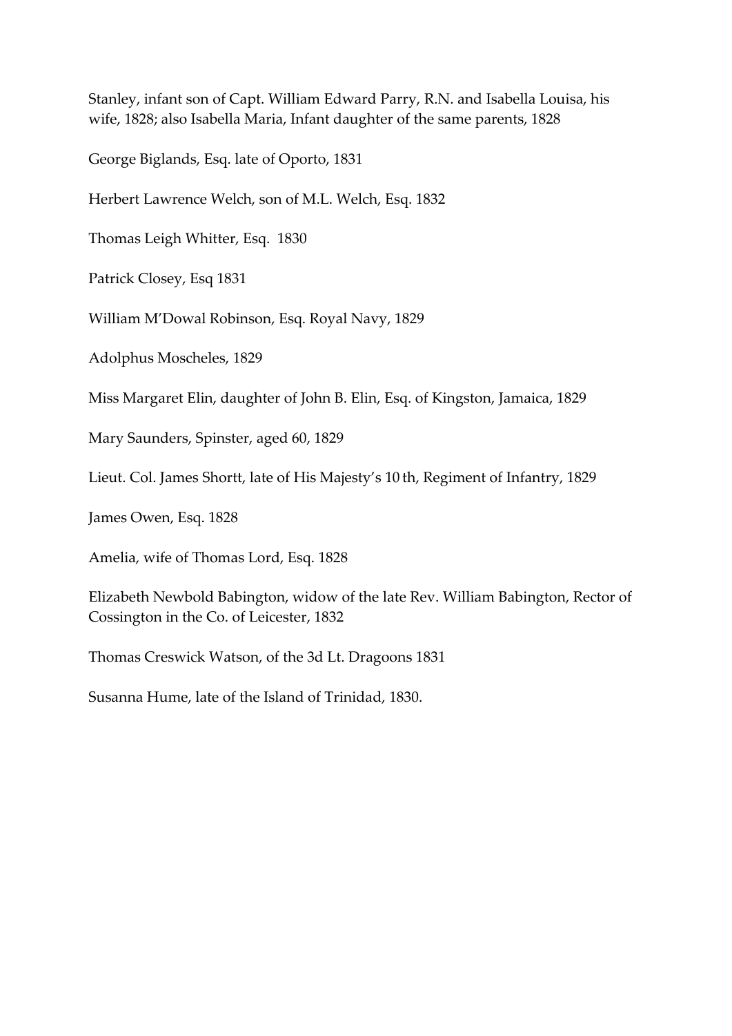Stanley, infant son of Capt. William Edward Parry, R.N. and Isabella Louisa, his wife, 1828; also Isabella Maria, Infant daughter of the same parents, 1828

George Biglands, Esq. late of Oporto, 1831

Herbert Lawrence Welch, son of M.L. Welch, Esq. 1832

Thomas Leigh Whitter, Esq. 1830

Patrick Closey, Esq 1831

William M'Dowal Robinson, Esq. Royal Navy, 1829

Adolphus Moscheles, 1829

Miss Margaret Elin, daughter of John B. Elin, Esq. of Kingston, Jamaica, 1829

Mary Saunders, Spinster, aged 60, 1829

Lieut. Col. James Shortt, late of His Majesty's 10 th, Regiment of Infantry, 1829

James Owen, Esq. 1828

Amelia, wife of Thomas Lord, Esq. 1828

Elizabeth Newbold Babington, widow of the late Rev. William Babington, Rector of Cossington in the Co. of Leicester, 1832

Thomas Creswick Watson, of the 3d Lt. Dragoons 1831

Susanna Hume, late of the Island of Trinidad, 1830.